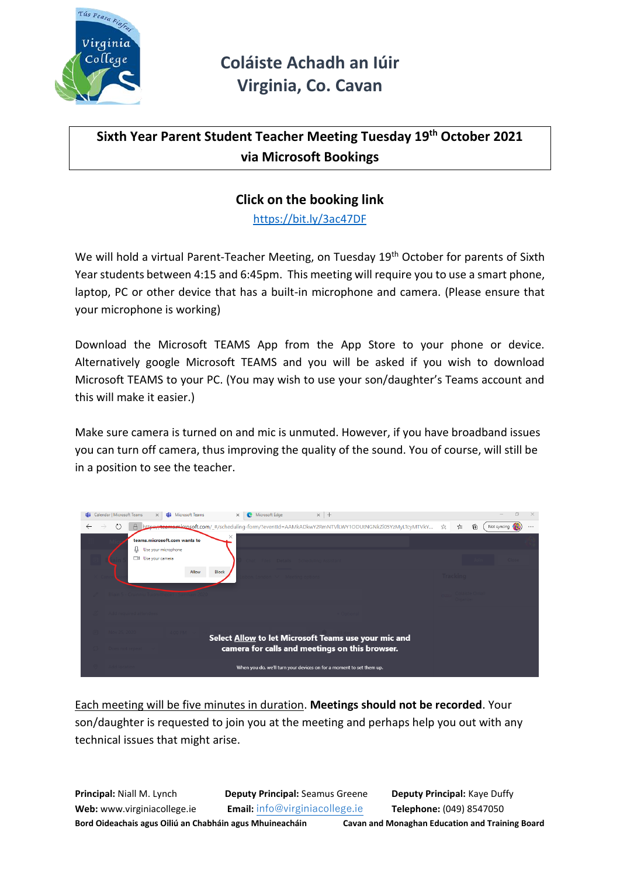# Coláiste Achadh an Iúir
# Virginia, Co. Cavan

**Sixth Year Parent Student Teacher Meeting Tuesday 19th October 2021 via Microsoft Bookings**

## Click on the booking link

https://bit.ly/3ac47DF

We will hold a virtual Parent-Teacher Meeting, on Tuesday 19th October for parents of Sixth Year students between 4:15 and 6:45pm. This meeting will require you to use a smart phone, laptop, PC or other device that has a built-in microphone and camera. (Please ensure that your microphone is working)

Download the Microsoft TEAMS App from the App Store to your phone or device. Alternatively google Microsoft TEAMS and you will be asked if you wish to download Microsoft TEAMS to your PC. (You may wish to use your son/daughter's Teams account and this will make it easier.)

Make sure camera is turned on and mic is unmuted. However, if you have broadband issues you can turn off camera, thus improving the quality of the sound. You of course, will still be in a position to see the teacher.

Select Allow to let Microsoft Teams use your mic and camera for calls and meetings on this browser.

Each meeting will be five minutes in duration. **Meetings should not be recorded**. Your son/daughter is requested to join you at the meeting and perhaps help you out with any technical issues that might arise.

**Principal:** Niall M. Lynch **Deputy Principal:** Seamus Greene **Deputy Principal:** Kaye Duffy
**Web:** www.virginiacollege.ie **Email:** info@virginiacollege.ie **Telephone:** (049) 8547050
**Bord Oideachais agus Oiliú an Chabháin agus Mhuineacháin** **Cavan and Monaghan Education and Training Board**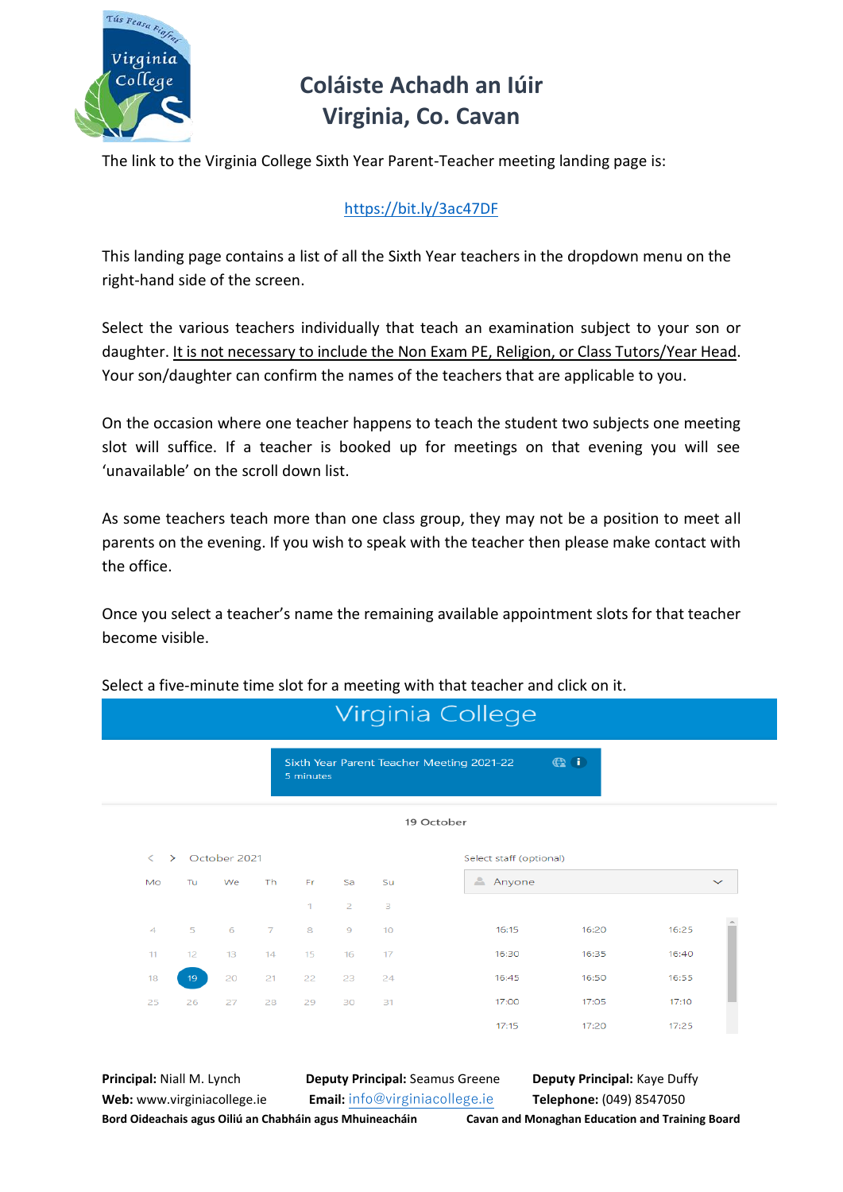# Coláiste Achadh an Iúir
# Virginia, Co. Cavan

The link to the Virginia College Sixth Year Parent-Teacher meeting landing page is:

https://bit.ly/3ac47DF

This landing page contains a list of all the Sixth Year teachers in the dropdown menu on the right-hand side of the screen.

Select the various teachers individually that teach an examination subject to your son or daughter. It is not necessary to include the Non Exam PE, Religion, or Class Tutors/Year Head. Your son/daughter can confirm the names of the teachers that are applicable to you.

On the occasion where one teacher happens to teach the student two subjects one meeting slot will suffice. If a teacher is booked up for meetings on that evening you will see 'unavailable' on the scroll down list.

As some teachers teach more than one class group, they may not be a position to meet all parents on the evening. If you wish to speak with the teacher then please make contact with the office.

Once you select a teacher's name the remaining available appointment slots for that teacher become visible.

Select a five-minute time slot for a meeting with that teacher and click on it.

Virginia College

Sixth Year Parent Teacher Meeting 2021-22
5 minutes

19 October

October 2021

| Mo | Tu | We | Th | Fr | Sa | Su |
|---|---|---|---|---|---|---|
| | | | | 1 | 2 | 3 |
| 4 | 5 | 6 | 7 | 8 | 9 | 10 |
| 11 | 12 | 13 | 14 | 15 | 16 | 17 |
| 18 | 19 | 20 | 21 | 22 | 23 | 24 |
| 25 | 26 | 27 | 28 | 29 | 30 | 31 |

Select staff (optional)

Anyone

| | | |
|---|---|---|
| 16:15 | 16:20 | 16:25 |
| 16:30 | 16:35 | 16:40 |
| 16:45 | 16:50 | 16:55 |
| 17:00 | 17:05 | 17:10 |
| 17:15 | 17:20 | 17:25 |

**Principal:** Niall M. Lynch
**Web:** www.virginiacollege.ie

**Deputy Principal:** Seamus Greene
**Email:** info@virginiacollege.ie

**Deputy Principal:** Kaye Duffy
**Telephone:** (049) 8547050

**Bord Oideachais agus Oiliú an Chabháin agus Mhuineacháin** **Cavan and Monaghan Education and Training Board**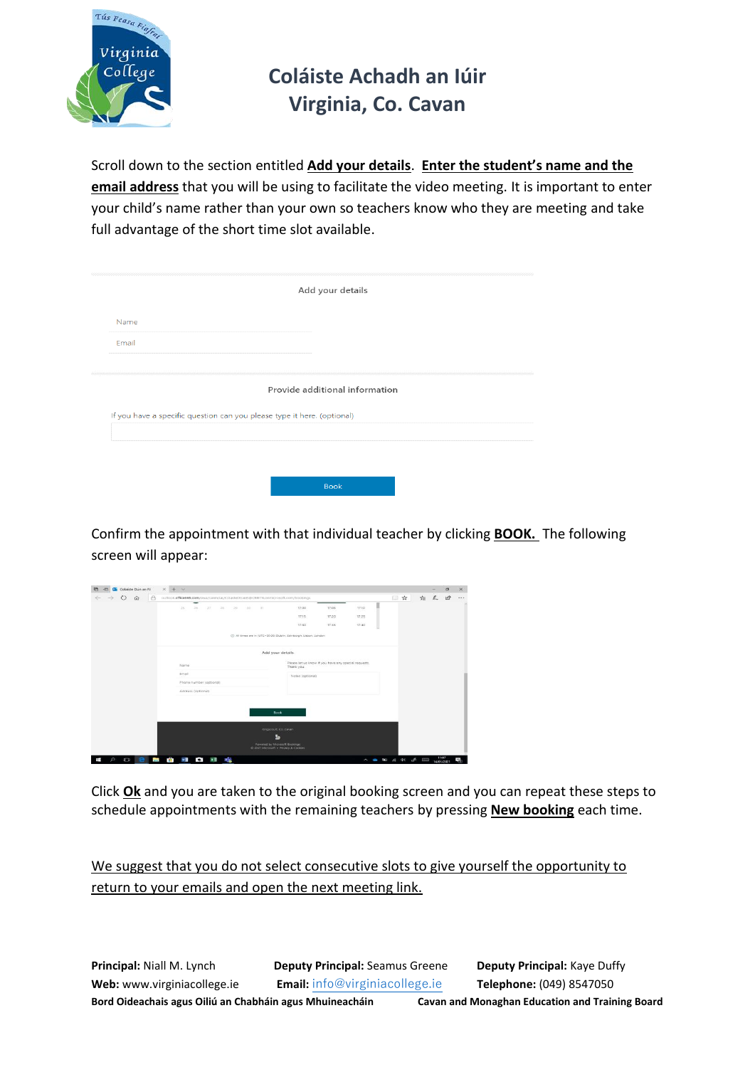# Coláiste Achadh an Iúir
# Virginia, Co. Cavan

Scroll down to the section entitled **Add your details**. **Enter the student's name and the email address** that you will be using to facilitate the video meeting. It is important to enter your child's name rather than your own so teachers know who they are meeting and take full advantage of the short time slot available.

Add your details

Name

Email

Provide additional information

If you have a specific question can you please type it here. (optional)

Book

Confirm the appointment with that individual teacher by clicking **BOOK.** The following screen will appear:

Click **Ok** and you are taken to the original booking screen and you can repeat these steps to schedule appointments with the remaining teachers by pressing **New booking** each time.

We suggest that you do not select consecutive slots to give yourself the opportunity to return to your emails and open the next meeting link.

**Principal:** Niall M. Lynch **Deputy Principal:** Seamus Greene **Deputy Principal:** Kaye Duffy
**Web:** www.virginiacollege.ie **Email:** info@virginiacollege.ie **Telephone:** (049) 8547050
**Bord Oideachais agus Oiliú an Chabháin agus Mhuineacháin** **Cavan and Monaghan Education and Training Board**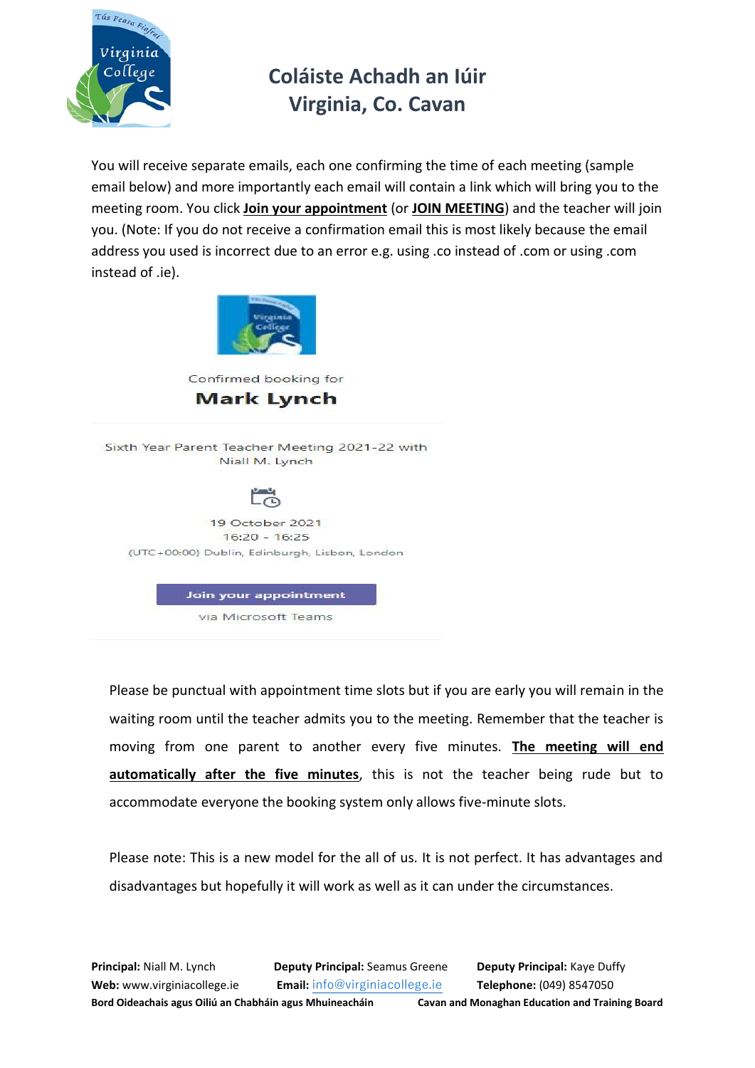# Coláiste Achadh an Iúir
# Virginia, Co. Cavan

You will receive separate emails, each one confirming the time of each meeting (sample email below) and more importantly each email will contain a link which will bring you to the meeting room. You click **Join your appointment** (or **JOIN MEETING**) and the teacher will join you. (Note: If you do not receive a confirmation email this is most likely because the email address you used is incorrect due to an error e.g. using .co instead of .com or using .com instead of .ie).

Confirmed booking for

**Mark Lynch**

Sixth Year Parent Teacher Meeting 2021-22 with Niall M. Lynch

19 October 2021
16:20 - 16:25
(UTC+00:00) Dublin, Edinburgh, Lisbon, London

Join your appointment

via Microsoft Teams

Please be punctual with appointment time slots but if you are early you will remain in the waiting room until the teacher admits you to the meeting. Remember that the teacher is moving from one parent to another every five minutes. **The meeting will end automatically after the five minutes**, this is not the teacher being rude but to accommodate everyone the booking system only allows five-minute slots.

Please note: This is a new model for the all of us. It is not perfect. It has advantages and disadvantages but hopefully it will work as well as it can under the circumstances.

**Principal:** Niall M. Lynch **Deputy Principal:** Seamus Greene **Deputy Principal:** Kaye Duffy
**Web:** www.virginiacollege.ie **Email:** info@virginiacollege.ie **Telephone:** (049) 8547050
**Bord Oideachais agus Oiliú an Chabháin agus Mhuineacháin** **Cavan and Monaghan Education and Training Board**